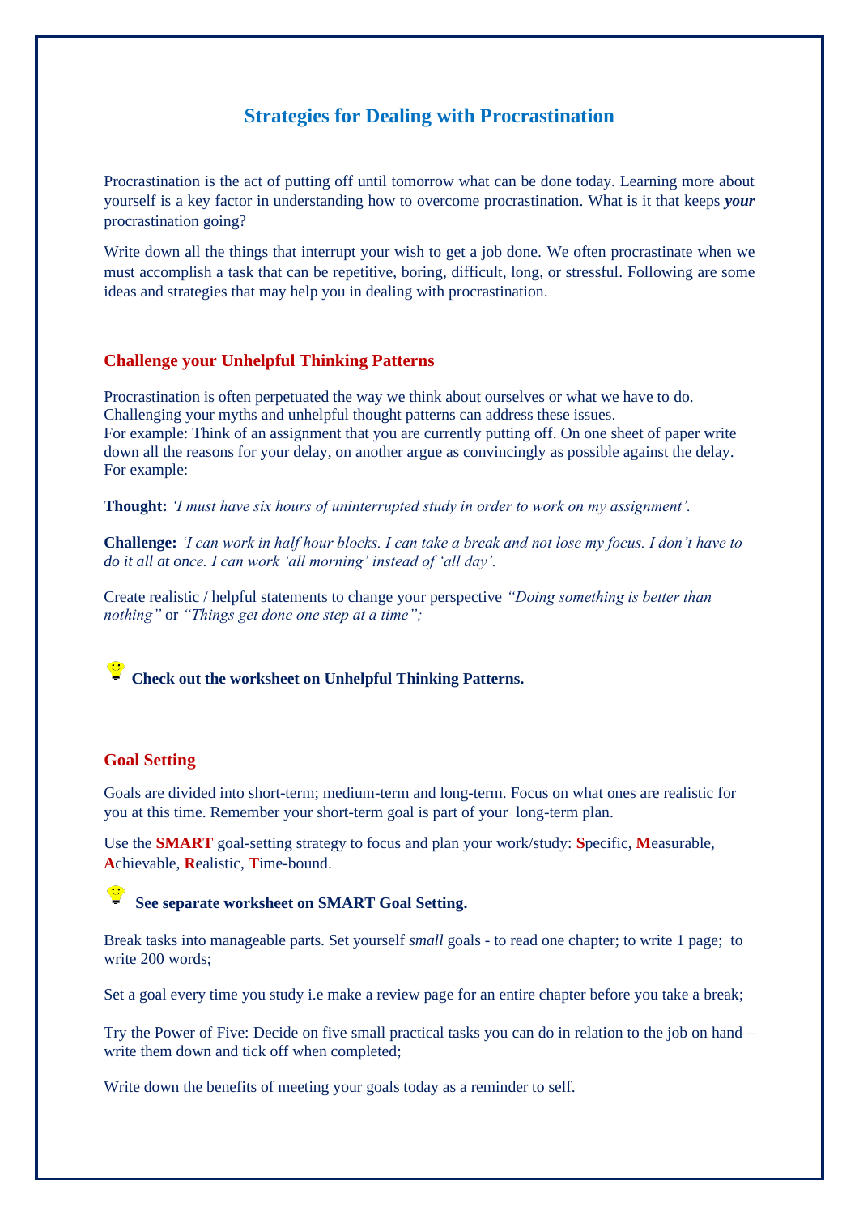# Strategies for Dealing with Procrastination

Procrastination is the act of putting off until tomorrow what can be done today. Learning more about yourself is a key factor in understanding how to overcome procrastination. What is it that keeps ***your*** procrastination going?

Write down all the things that interrupt your wish to get a job done. We often procrastinate when we must accomplish a task that can be repetitive, boring, difficult, long, or stressful. Following are some ideas and strategies that may help you in dealing with procrastination.

## Challenge your Unhelpful Thinking Patterns

Procrastination is often perpetuated the way we think about ourselves or what we have to do. Challenging your myths and unhelpful thought patterns can address these issues.
For example: Think of an assignment that you are currently putting off. On one sheet of paper write down all the reasons for your delay, on another argue as convincingly as possible against the delay. For example:

**Thought:** *'I must have six hours of uninterrupted study in order to work on my assignment'.*

**Challenge:** *'I can work in half hour blocks. I can take a break and not lose my focus. I don't have to do it all at once. I can work 'all morning' instead of 'all day'.*

Create realistic / helpful statements to change your perspective *"Doing something is better than nothing"* or *"Things get done one step at a time";*

**Check out the worksheet on Unhelpful Thinking Patterns.**

## Goal Setting

Goals are divided into short-term; medium-term and long-term. Focus on what ones are realistic for you at this time. Remember your short-term goal is part of your long-term plan.

Use the **SMART** goal-setting strategy to focus and plan your work/study: **S**pecific, **M**easurable, **A**chievable, **R**ealistic, **T**ime-bound.

**See separate worksheet on SMART Goal Setting.**

Break tasks into manageable parts. Set yourself *small* goals - to read one chapter; to write 1 page; to write 200 words;

Set a goal every time you study i.e make a review page for an entire chapter before you take a break;

Try the Power of Five: Decide on five small practical tasks you can do in relation to the job on hand – write them down and tick off when completed;

Write down the benefits of meeting your goals today as a reminder to self.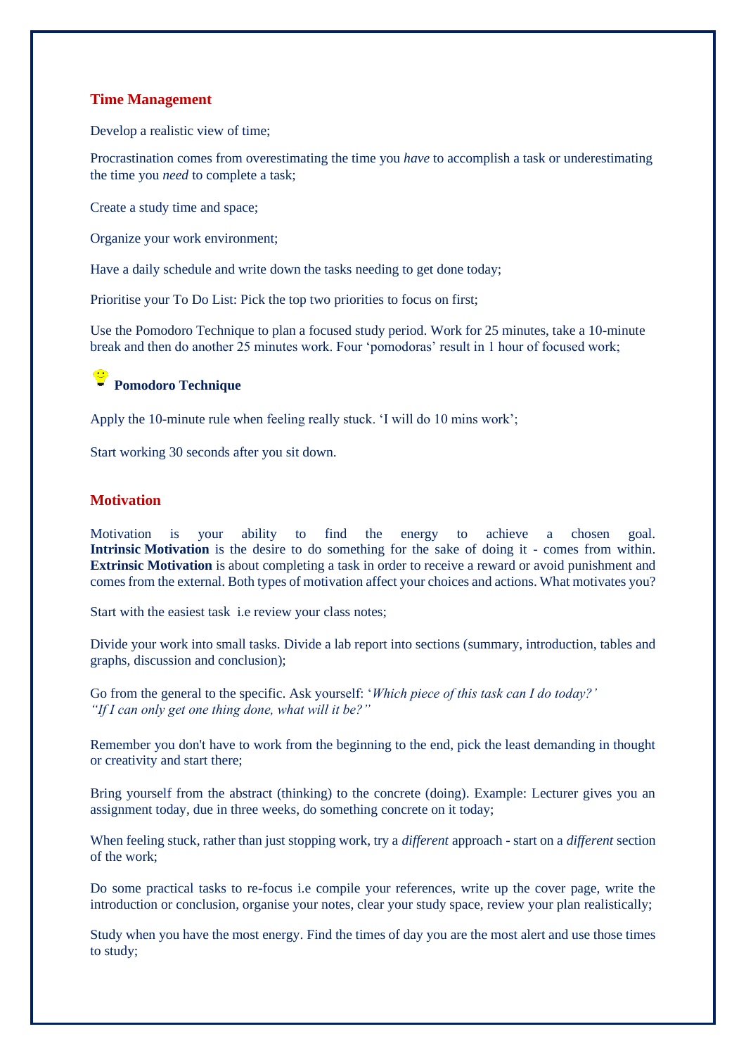## Time Management

Develop a realistic view of time;

Procrastination comes from overestimating the time you *have* to accomplish a task or underestimating the time you *need* to complete a task;

Create a study time and space;

Organize your work environment;

Have a daily schedule and write down the tasks needing to get done today;

Prioritise your To Do List: Pick the top two priorities to focus on first;

Use the Pomodoro Technique to plan a focused study period. Work for 25 minutes, take a 10-minute break and then do another 25 minutes work. Four 'pomodoras' result in 1 hour of focused work;

**Pomodoro Technique**

Apply the 10-minute rule when feeling really stuck. 'I will do 10 mins work';

Start working 30 seconds after you sit down.

## Motivation

Motivation is your ability to find the energy to achieve a chosen goal. **Intrinsic Motivation** is the desire to do something for the sake of doing it - comes from within. **Extrinsic Motivation** is about completing a task in order to receive a reward or avoid punishment and comes from the external. Both types of motivation affect your choices and actions. What motivates you?

Start with the easiest task i.e review your class notes;

Divide your work into small tasks. Divide a lab report into sections (summary, introduction, tables and graphs, discussion and conclusion);

Go from the general to the specific. Ask yourself: '*Which piece of this task can I do today?' "If I can only get one thing done, what will it be?"*

Remember you don't have to work from the beginning to the end, pick the least demanding in thought or creativity and start there;

Bring yourself from the abstract (thinking) to the concrete (doing). Example: Lecturer gives you an assignment today, due in three weeks, do something concrete on it today;

When feeling stuck, rather than just stopping work, try a *different* approach - start on a *different* section of the work;

Do some practical tasks to re-focus i.e compile your references, write up the cover page, write the introduction or conclusion, organise your notes, clear your study space, review your plan realistically;

Study when you have the most energy. Find the times of day you are the most alert and use those times to study;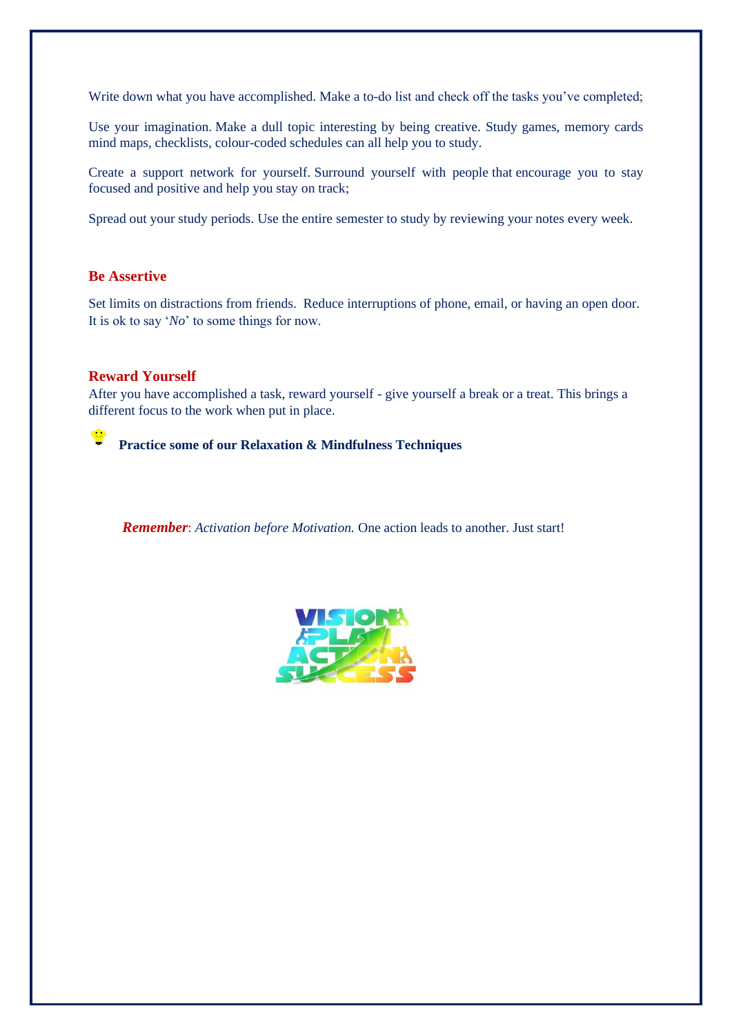Write down what you have accomplished. Make a to-do list and check off the tasks you've completed;

Use your imagination. Make a dull topic interesting by being creative. Study games, memory cards mind maps, checklists, colour-coded schedules can all help you to study.

Create a support network for yourself. Surround yourself with people that encourage you to stay focused and positive and help you stay on track;

Spread out your study periods. Use the entire semester to study by reviewing your notes every week.

### Be Assertive

Set limits on distractions from friends. Reduce interruptions of phone, email, or having an open door. It is ok to say '*No*' to some things for now.

### Reward Yourself

After you have accomplished a task, reward yourself - give yourself a break or a treat. This brings a different focus to the work when put in place.

**Practice some of our Relaxation & Mindfulness Techniques**

***Remember***: *Activation before Motivation.* One action leads to another. Just start!